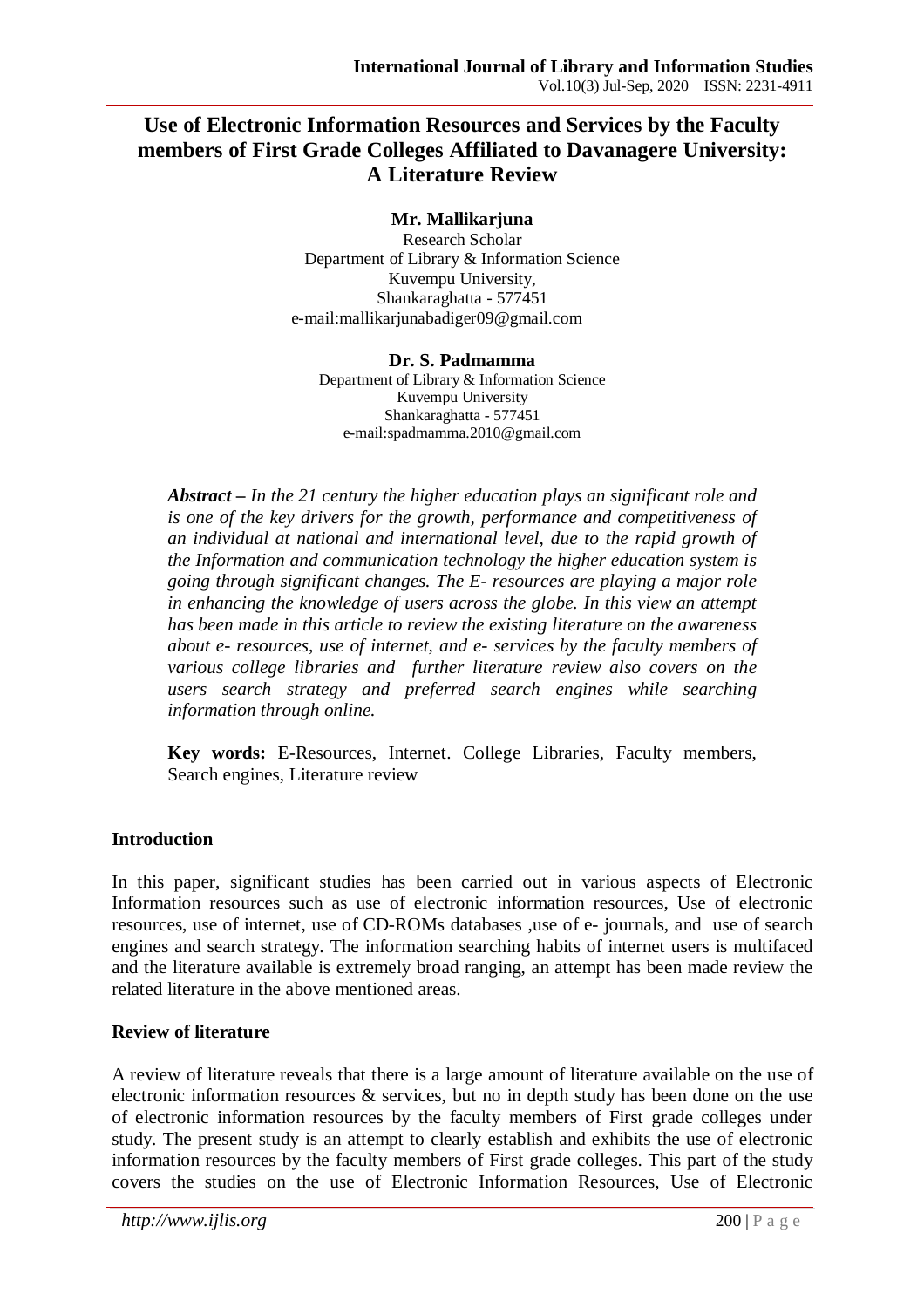# Use of Electronic Information Resources and Services by the Faculty members of First Grade Colleges Affiliated to Davanagere University: A Literature Review

**Mr. Mallikarjuna**
Research Scholar
Department of Library & Information Science
Kuvempu University,
Shankaraghatta - 577451
e-mail:mallikarjunabadiger09@gmail.com

**Dr. S. Padmamma**
Department of Library & Information Science
Kuvempu University
Shankaraghatta - 577451
e-mail:spadmamma.2010@gmail.com

***Abstract –*** *In the 21 century the higher education plays an significant role and is one of the key drivers for the growth, performance and competitiveness of an individual at national and international level, due to the rapid growth of the Information and communication technology the higher education system is going through significant changes. The E- resources are playing a major role in enhancing the knowledge of users across the globe. In this view an attempt has been made in this article to review the existing literature on the awareness about e- resources, use of internet, and e- services by the faculty members of various college libraries and further literature review also covers on the users search strategy and preferred search engines while searching information through online.*

**Key words:** E-Resources, Internet. College Libraries, Faculty members, Search engines, Literature review

## Introduction

In this paper, significant studies has been carried out in various aspects of Electronic Information resources such as use of electronic information resources, Use of electronic resources, use of internet, use of CD-ROMs databases ,use of e- journals, and use of search engines and search strategy. The information searching habits of internet users is multifaced and the literature available is extremely broad ranging, an attempt has been made review the related literature in the above mentioned areas.

## Review of literature

A review of literature reveals that there is a large amount of literature available on the use of electronic information resources & services, but no in depth study has been done on the use of electronic information resources by the faculty members of First grade colleges under study. The present study is an attempt to clearly establish and exhibits the use of electronic information resources by the faculty members of First grade colleges. This part of the study covers the studies on the use of Electronic Information Resources, Use of Electronic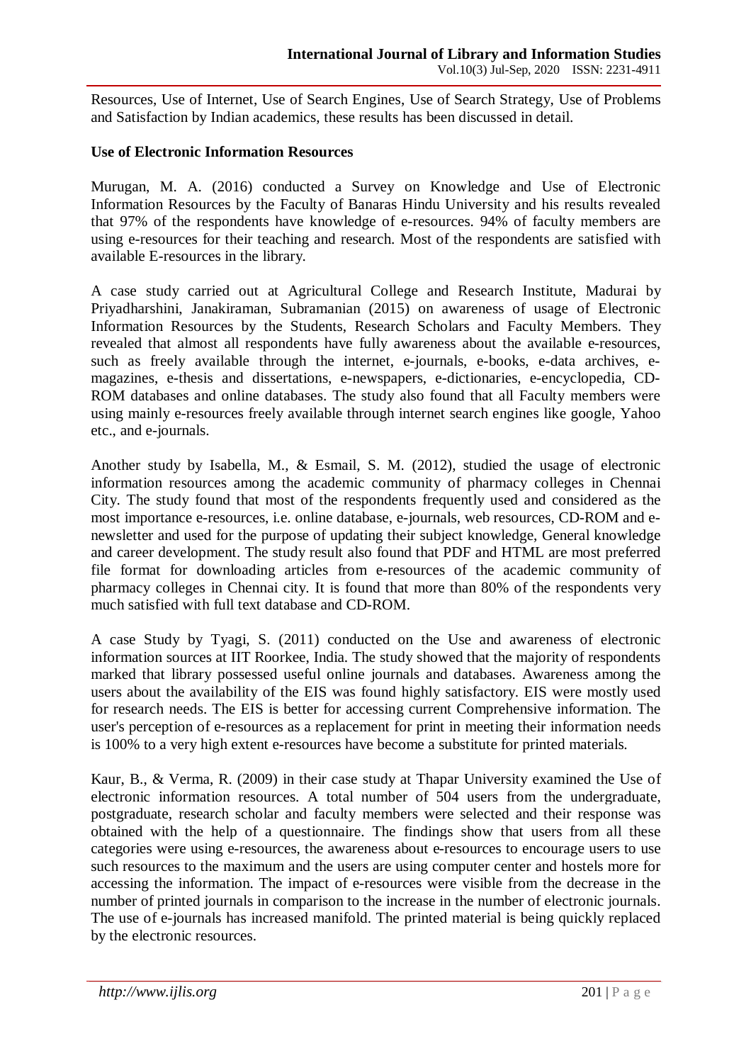Resources, Use of Internet, Use of Search Engines, Use of Search Strategy, Use of Problems and Satisfaction by Indian academics, these results has been discussed in detail.

**Use of Electronic Information Resources**

Murugan, M. A. (2016) conducted a Survey on Knowledge and Use of Electronic Information Resources by the Faculty of Banaras Hindu University and his results revealed that 97% of the respondents have knowledge of e-resources. 94% of faculty members are using e-resources for their teaching and research. Most of the respondents are satisfied with available E-resources in the library.

A case study carried out at Agricultural College and Research Institute, Madurai by Priyadharshini, Janakiraman, Subramanian (2015) on awareness of usage of Electronic Information Resources by the Students, Research Scholars and Faculty Members. They revealed that almost all respondents have fully awareness about the available e-resources, such as freely available through the internet, e-journals, e-books, e-data archives, e-magazines, e-thesis and dissertations, e-newspapers, e-dictionaries, e-encyclopedia, CD-ROM databases and online databases. The study also found that all Faculty members were using mainly e-resources freely available through internet search engines like google, Yahoo etc., and e-journals.

Another study by Isabella, M., & Esmail, S. M. (2012), studied the usage of electronic information resources among the academic community of pharmacy colleges in Chennai City. The study found that most of the respondents frequently used and considered as the most importance e-resources, i.e. online database, e-journals, web resources, CD-ROM and e-newsletter and used for the purpose of updating their subject knowledge, General knowledge and career development. The study result also found that PDF and HTML are most preferred file format for downloading articles from e-resources of the academic community of pharmacy colleges in Chennai city. It is found that more than 80% of the respondents very much satisfied with full text database and CD-ROM.

A case Study by Tyagi, S. (2011) conducted on the Use and awareness of electronic information sources at IIT Roorkee, India. The study showed that the majority of respondents marked that library possessed useful online journals and databases. Awareness among the users about the availability of the EIS was found highly satisfactory. EIS were mostly used for research needs. The EIS is better for accessing current Comprehensive information. The user's perception of e-resources as a replacement for print in meeting their information needs is 100% to a very high extent e-resources have become a substitute for printed materials.

Kaur, B., & Verma, R. (2009) in their case study at Thapar University examined the Use of electronic information resources. A total number of 504 users from the undergraduate, postgraduate, research scholar and faculty members were selected and their response was obtained with the help of a questionnaire. The findings show that users from all these categories were using e-resources, the awareness about e-resources to encourage users to use such resources to the maximum and the users are using computer center and hostels more for accessing the information. The impact of e-resources were visible from the decrease in the number of printed journals in comparison to the increase in the number of electronic journals. The use of e-journals has increased manifold. The printed material is being quickly replaced by the electronic resources.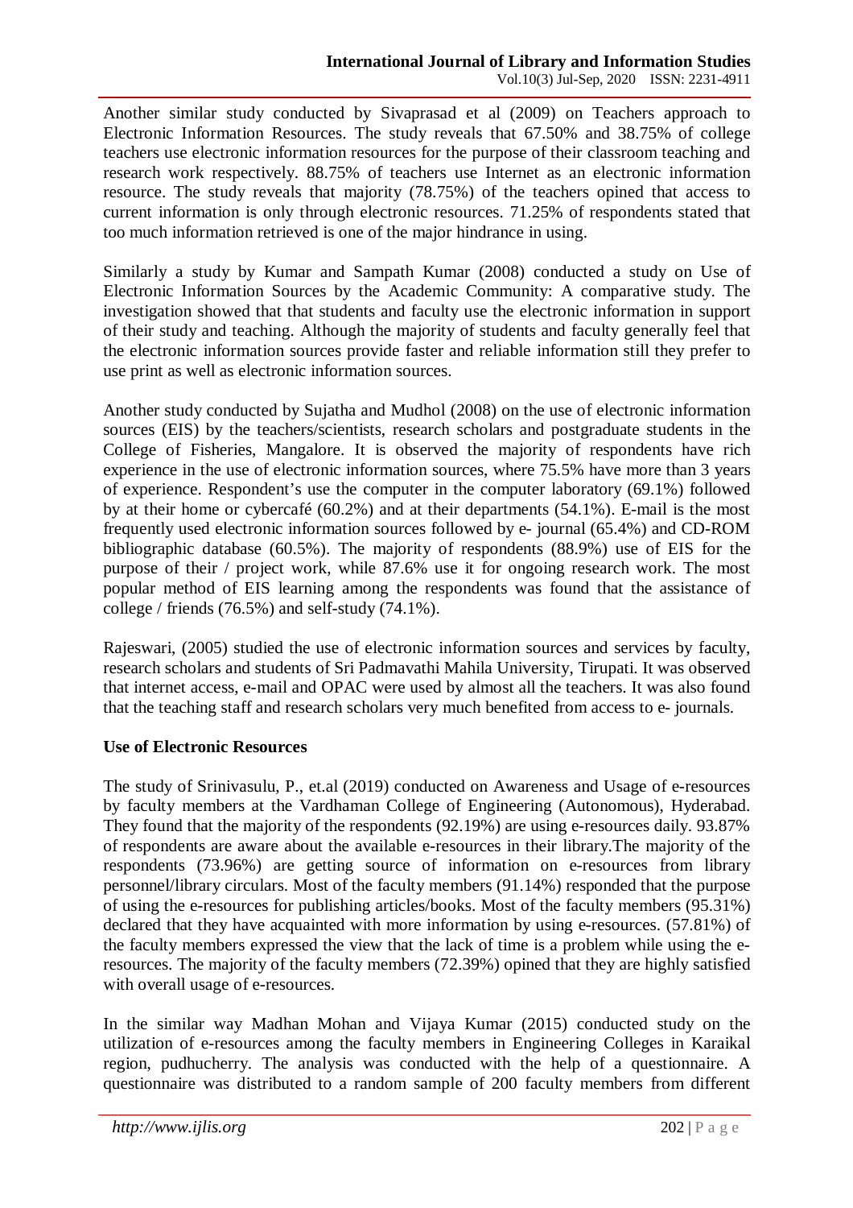Another similar study conducted by Sivaprasad et al (2009) on Teachers approach to Electronic Information Resources. The study reveals that 67.50% and 38.75% of college teachers use electronic information resources for the purpose of their classroom teaching and research work respectively. 88.75% of teachers use Internet as an electronic information resource. The study reveals that majority (78.75%) of the teachers opined that access to current information is only through electronic resources. 71.25% of respondents stated that too much information retrieved is one of the major hindrance in using.

Similarly a study by Kumar and Sampath Kumar (2008) conducted a study on Use of Electronic Information Sources by the Academic Community: A comparative study. The investigation showed that that students and faculty use the electronic information in support of their study and teaching. Although the majority of students and faculty generally feel that the electronic information sources provide faster and reliable information still they prefer to use print as well as electronic information sources.

Another study conducted by Sujatha and Mudhol (2008) on the use of electronic information sources (EIS) by the teachers/scientists, research scholars and postgraduate students in the College of Fisheries, Mangalore. It is observed the majority of respondents have rich experience in the use of electronic information sources, where 75.5% have more than 3 years of experience. Respondent's use the computer in the computer laboratory (69.1%) followed by at their home or cybercafé (60.2%) and at their departments (54.1%). E-mail is the most frequently used electronic information sources followed by e- journal (65.4%) and CD-ROM bibliographic database (60.5%). The majority of respondents (88.9%) use of EIS for the purpose of their / project work, while 87.6% use it for ongoing research work. The most popular method of EIS learning among the respondents was found that the assistance of college / friends (76.5%) and self-study (74.1%).

Rajeswari, (2005) studied the use of electronic information sources and services by faculty, research scholars and students of Sri Padmavathi Mahila University, Tirupati. It was observed that internet access, e-mail and OPAC were used by almost all the teachers. It was also found that the teaching staff and research scholars very much benefited from access to e- journals.

**Use of Electronic Resources**

The study of Srinivasulu, P., et.al (2019) conducted on Awareness and Usage of e-resources by faculty members at the Vardhaman College of Engineering (Autonomous), Hyderabad. They found that the majority of the respondents (92.19%) are using e-resources daily. 93.87% of respondents are aware about the available e-resources in their library.The majority of the respondents (73.96%) are getting source of information on e-resources from library personnel/library circulars. Most of the faculty members (91.14%) responded that the purpose of using the e-resources for publishing articles/books. Most of the faculty members (95.31%) declared that they have acquainted with more information by using e-resources. (57.81%) of the faculty members expressed the view that the lack of time is a problem while using the e-resources. The majority of the faculty members (72.39%) opined that they are highly satisfied with overall usage of e-resources.

In the similar way Madhan Mohan and Vijaya Kumar (2015) conducted study on the utilization of e-resources among the faculty members in Engineering Colleges in Karaikal region, pudhucherry. The analysis was conducted with the help of a questionnaire. A questionnaire was distributed to a random sample of 200 faculty members from different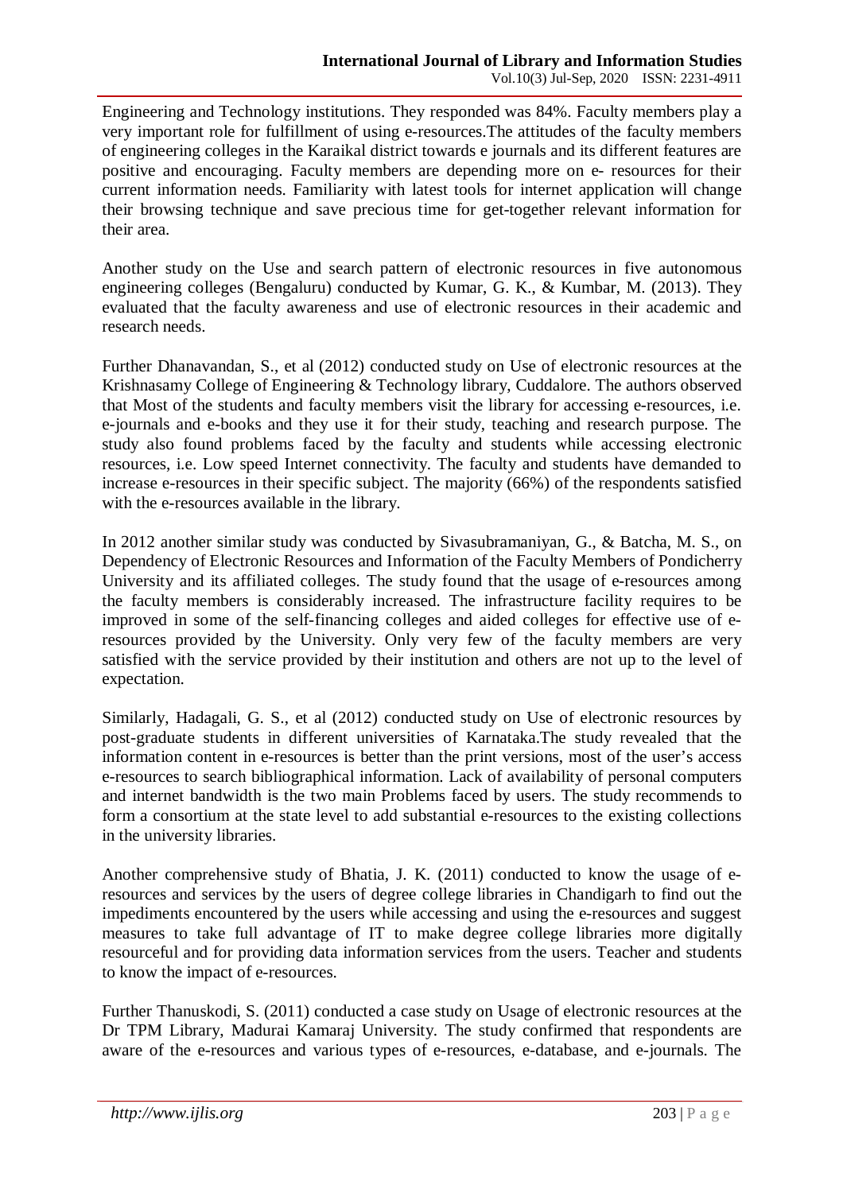Engineering and Technology institutions. They responded was 84%. Faculty members play a very important role for fulfillment of using e-resources.The attitudes of the faculty members of engineering colleges in the Karaikal district towards e journals and its different features are positive and encouraging. Faculty members are depending more on e- resources for their current information needs. Familiarity with latest tools for internet application will change their browsing technique and save precious time for get-together relevant information for their area.

Another study on the Use and search pattern of electronic resources in five autonomous engineering colleges (Bengaluru) conducted by Kumar, G. K., & Kumbar, M. (2013). They evaluated that the faculty awareness and use of electronic resources in their academic and research needs.

Further Dhanavandan, S., et al (2012) conducted study on Use of electronic resources at the Krishnasamy College of Engineering & Technology library, Cuddalore. The authors observed that Most of the students and faculty members visit the library for accessing e-resources, i.e. e-journals and e-books and they use it for their study, teaching and research purpose. The study also found problems faced by the faculty and students while accessing electronic resources, i.e. Low speed Internet connectivity. The faculty and students have demanded to increase e-resources in their specific subject. The majority (66%) of the respondents satisfied with the e-resources available in the library.

In 2012 another similar study was conducted by Sivasubramaniyan, G., & Batcha, M. S., on Dependency of Electronic Resources and Information of the Faculty Members of Pondicherry University and its affiliated colleges. The study found that the usage of e-resources among the faculty members is considerably increased. The infrastructure facility requires to be improved in some of the self-financing colleges and aided colleges for effective use of e-resources provided by the University. Only very few of the faculty members are very satisfied with the service provided by their institution and others are not up to the level of expectation.

Similarly, Hadagali, G. S., et al (2012) conducted study on Use of electronic resources by post-graduate students in different universities of Karnataka.The study revealed that the information content in e-resources is better than the print versions, most of the user's access e-resources to search bibliographical information. Lack of availability of personal computers and internet bandwidth is the two main Problems faced by users. The study recommends to form a consortium at the state level to add substantial e-resources to the existing collections in the university libraries.

Another comprehensive study of Bhatia, J. K. (2011) conducted to know the usage of e-resources and services by the users of degree college libraries in Chandigarh to find out the impediments encountered by the users while accessing and using the e-resources and suggest measures to take full advantage of IT to make degree college libraries more digitally resourceful and for providing data information services from the users. Teacher and students to know the impact of e-resources.

Further Thanuskodi, S. (2011) conducted a case study on Usage of electronic resources at the Dr TPM Library, Madurai Kamaraj University. The study confirmed that respondents are aware of the e-resources and various types of e-resources, e-database, and e-journals. The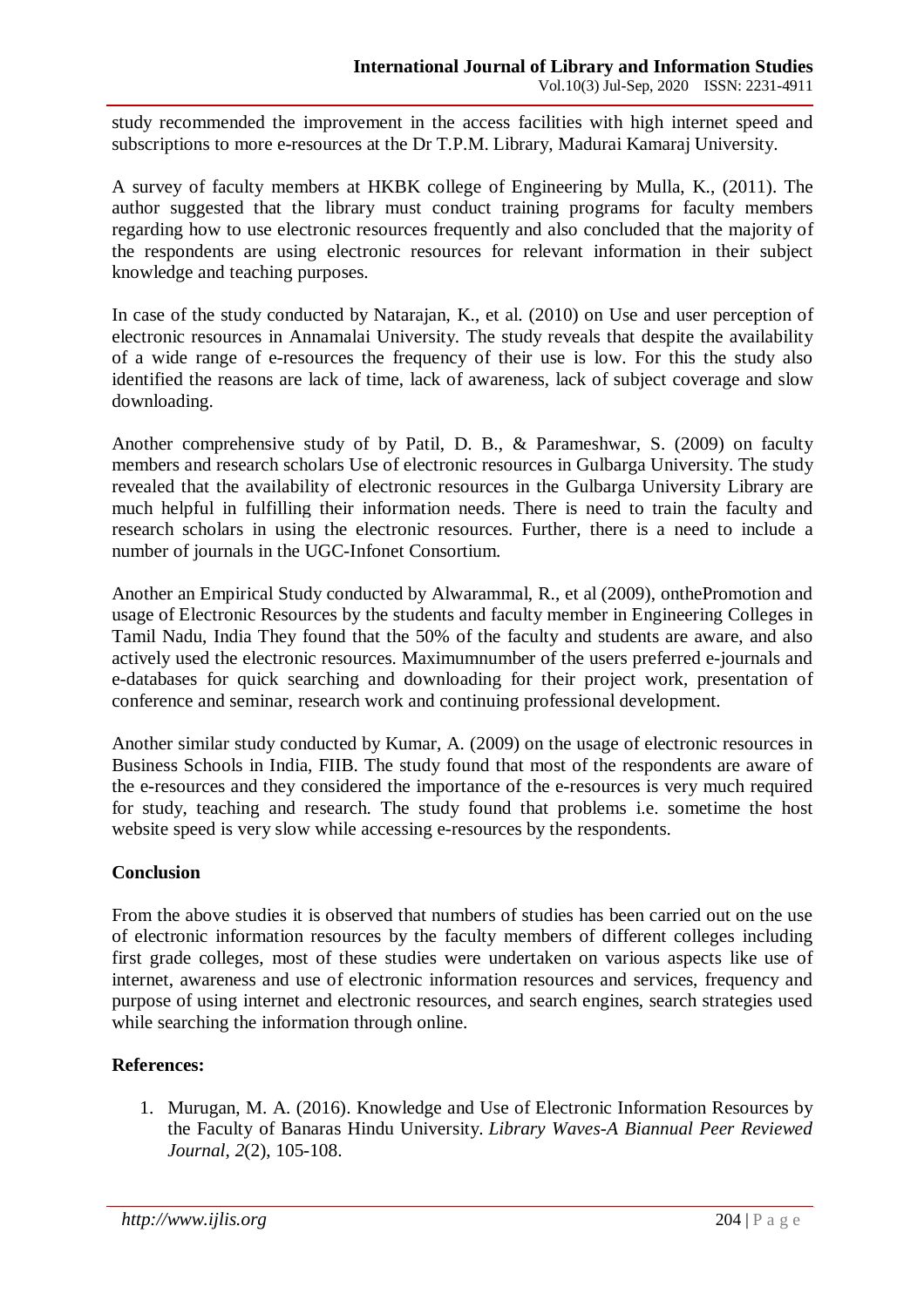study recommended the improvement in the access facilities with high internet speed and subscriptions to more e-resources at the Dr T.P.M. Library, Madurai Kamaraj University.

A survey of faculty members at HKBK college of Engineering by Mulla, K., (2011). The author suggested that the library must conduct training programs for faculty members regarding how to use electronic resources frequently and also concluded that the majority of the respondents are using electronic resources for relevant information in their subject knowledge and teaching purposes.

In case of the study conducted by Natarajan, K., et al. (2010) on Use and user perception of electronic resources in Annamalai University. The study reveals that despite the availability of a wide range of e-resources the frequency of their use is low. For this the study also identified the reasons are lack of time, lack of awareness, lack of subject coverage and slow downloading.

Another comprehensive study of by Patil, D. B., & Parameshwar, S. (2009) on faculty members and research scholars Use of electronic resources in Gulbarga University. The study revealed that the availability of electronic resources in the Gulbarga University Library are much helpful in fulfilling their information needs. There is need to train the faculty and research scholars in using the electronic resources. Further, there is a need to include a number of journals in the UGC-Infonet Consortium.

Another an Empirical Study conducted by Alwarammal, R., et al (2009), onthePromotion and usage of Electronic Resources by the students and faculty member in Engineering Colleges in Tamil Nadu, India They found that the 50% of the faculty and students are aware, and also actively used the electronic resources. Maximumnumber of the users preferred e-journals and e-databases for quick searching and downloading for their project work, presentation of conference and seminar, research work and continuing professional development.

Another similar study conducted by Kumar, A. (2009) on the usage of electronic resources in Business Schools in India, FIIB. The study found that most of the respondents are aware of the e-resources and they considered the importance of the e-resources is very much required for study, teaching and research. The study found that problems i.e. sometime the host website speed is very slow while accessing e-resources by the respondents.

**Conclusion**

From the above studies it is observed that numbers of studies has been carried out on the use of electronic information resources by the faculty members of different colleges including first grade colleges, most of these studies were undertaken on various aspects like use of internet, awareness and use of electronic information resources and services, frequency and purpose of using internet and electronic resources, and search engines, search strategies used while searching the information through online.

**References:**

1. Murugan, M. A. (2016). Knowledge and Use of Electronic Information Resources by the Faculty of Banaras Hindu University. *Library Waves-A Biannual Peer Reviewed Journal*, *2*(2), 105-108.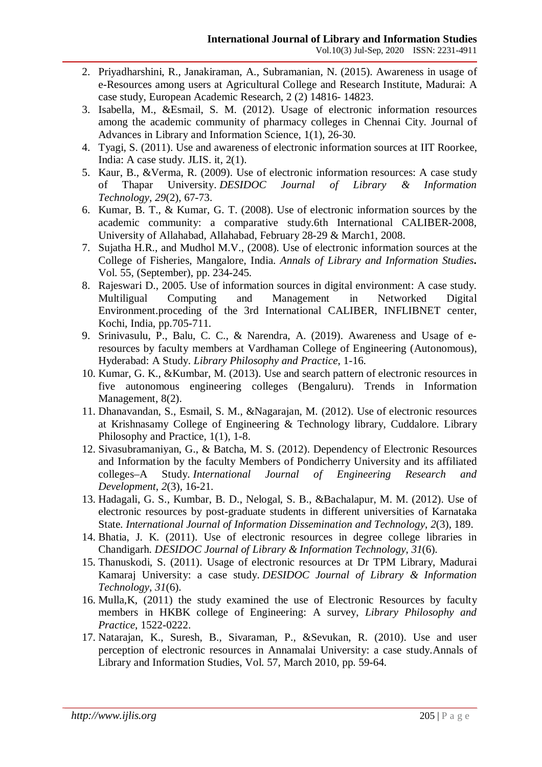2. Priyadharshini, R., Janakiraman, A., Subramanian, N. (2015). Awareness in usage of e-Resources among users at Agricultural College and Research Institute, Madurai: A case study, European Academic Research, 2 (2) 14816- 14823.
3. Isabella, M., &Esmail, S. M. (2012). Usage of electronic information resources among the academic community of pharmacy colleges in Chennai City. Journal of Advances in Library and Information Science, 1(1), 26-30.
4. Tyagi, S. (2011). Use and awareness of electronic information sources at IIT Roorkee, India: A case study. JLIS. it, 2(1).
5. Kaur, B., &Verma, R. (2009). Use of electronic information resources: A case study of Thapar University. *DESIDOC Journal of Library & Information Technology*, *29*(2), 67-73.
6. Kumar, B. T., & Kumar, G. T. (2008). Use of electronic information sources by the academic community: a comparative study.6th International CALIBER-2008, University of Allahabad, Allahabad, February 28-29 & March1, 2008.
7. Sujatha H.R., and Mudhol M.V., (2008). Use of electronic information sources at the College of Fisheries, Mangalore, India. *Annals of Library and Information Studies***.** Vol. 55, (September), pp. 234-245.
8. Rajeswari D., 2005. Use of information sources in digital environment: A case study. Multiligual Computing and Management in Networked Digital Environment.proceding of the 3rd International CALIBER, INFLIBNET center, Kochi, India, pp.705-711.
9. Srinivasulu, P., Balu, C. C., & Narendra, A. (2019). Awareness and Usage of e-resources by faculty members at Vardhaman College of Engineering (Autonomous), Hyderabad: A Study. *Library Philosophy and Practice*, 1-16.
10. Kumar, G. K., &Kumbar, M. (2013). Use and search pattern of electronic resources in five autonomous engineering colleges (Bengaluru). Trends in Information Management, 8(2).
11. Dhanavandan, S., Esmail, S. M., &Nagarajan, M. (2012). Use of electronic resources at Krishnasamy College of Engineering & Technology library, Cuddalore. Library Philosophy and Practice, 1(1), 1-8.
12. Sivasubramaniyan, G., & Batcha, M. S. (2012). Dependency of Electronic Resources and Information by the faculty Members of Pondicherry University and its affiliated colleges–A Study. *International Journal of Engineering Research and Development*, *2*(3), 16-21.
13. Hadagali, G. S., Kumbar, B. D., Nelogal, S. B., &Bachalapur, M. M. (2012). Use of electronic resources by post-graduate students in different universities of Karnataka State. *International Journal of Information Dissemination and Technology*, *2*(3), 189.
14. Bhatia, J. K. (2011). Use of electronic resources in degree college libraries in Chandigarh. *DESIDOC Journal of Library & Information Technology*, *31*(6).
15. Thanuskodi, S. (2011). Usage of electronic resources at Dr TPM Library, Madurai Kamaraj University: a case study. *DESIDOC Journal of Library & Information Technology*, *31*(6).
16. Mulla,K, (2011) the study examined the use of Electronic Resources by faculty members in HKBK college of Engineering: A survey, *Library Philosophy and Practice*, 1522-0222.
17. Natarajan, K., Suresh, B., Sivaraman, P., &Sevukan, R. (2010). Use and user perception of electronic resources in Annamalai University: a case study.Annals of Library and Information Studies, Vol. 57, March 2010, pp. 59-64.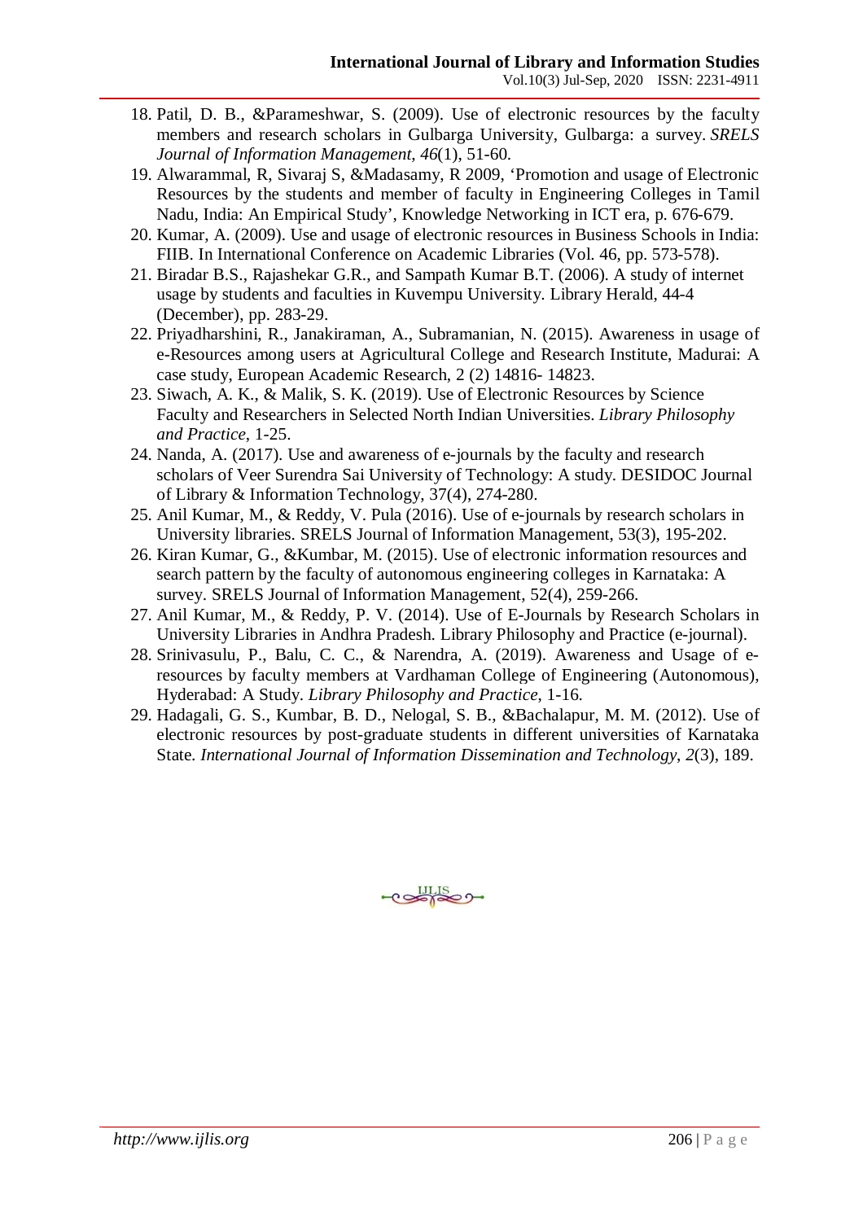18. Patil, D. B., &Parameshwar, S. (2009). Use of electronic resources by the faculty members and research scholars in Gulbarga University, Gulbarga: a survey. *SRELS Journal of Information Management*, *46*(1), 51-60.
19. Alwarammal, R, Sivaraj S, &Madasamy, R 2009, 'Promotion and usage of Electronic Resources by the students and member of faculty in Engineering Colleges in Tamil Nadu, India: An Empirical Study', Knowledge Networking in ICT era, p. 676-679.
20. Kumar, A. (2009). Use and usage of electronic resources in Business Schools in India: FIIB. In International Conference on Academic Libraries (Vol. 46, pp. 573-578).
21. Biradar B.S., Rajashekar G.R., and Sampath Kumar B.T. (2006). A study of internet usage by students and faculties in Kuvempu University. Library Herald, 44-4 (December), pp. 283-29.
22. Priyadharshini, R., Janakiraman, A., Subramanian, N. (2015). Awareness in usage of e-Resources among users at Agricultural College and Research Institute, Madurai: A case study, European Academic Research, 2 (2) 14816- 14823.
23. Siwach, A. K., & Malik, S. K. (2019). Use of Electronic Resources by Science Faculty and Researchers in Selected North Indian Universities. *Library Philosophy and Practice*, 1-25.
24. Nanda, A. (2017). Use and awareness of e-journals by the faculty and research scholars of Veer Surendra Sai University of Technology: A study. DESIDOC Journal of Library & Information Technology, 37(4), 274-280.
25. Anil Kumar, M., & Reddy, V. Pula (2016). Use of e-journals by research scholars in University libraries. SRELS Journal of Information Management, 53(3), 195-202.
26. Kiran Kumar, G., &Kumbar, M. (2015). Use of electronic information resources and search pattern by the faculty of autonomous engineering colleges in Karnataka: A survey. SRELS Journal of Information Management, 52(4), 259-266.
27. Anil Kumar, M., & Reddy, P. V. (2014). Use of E-Journals by Research Scholars in University Libraries in Andhra Pradesh. Library Philosophy and Practice (e-journal).
28. Srinivasulu, P., Balu, C. C., & Narendra, A. (2019). Awareness and Usage of e-resources by faculty members at Vardhaman College of Engineering (Autonomous), Hyderabad: A Study. *Library Philosophy and Practice*, 1-16.
29. Hadagali, G. S., Kumbar, B. D., Nelogal, S. B., &Bachalapur, M. M. (2012). Use of electronic resources by post-graduate students in different universities of Karnataka State. *International Journal of Information Dissemination and Technology*, *2*(3), 189.